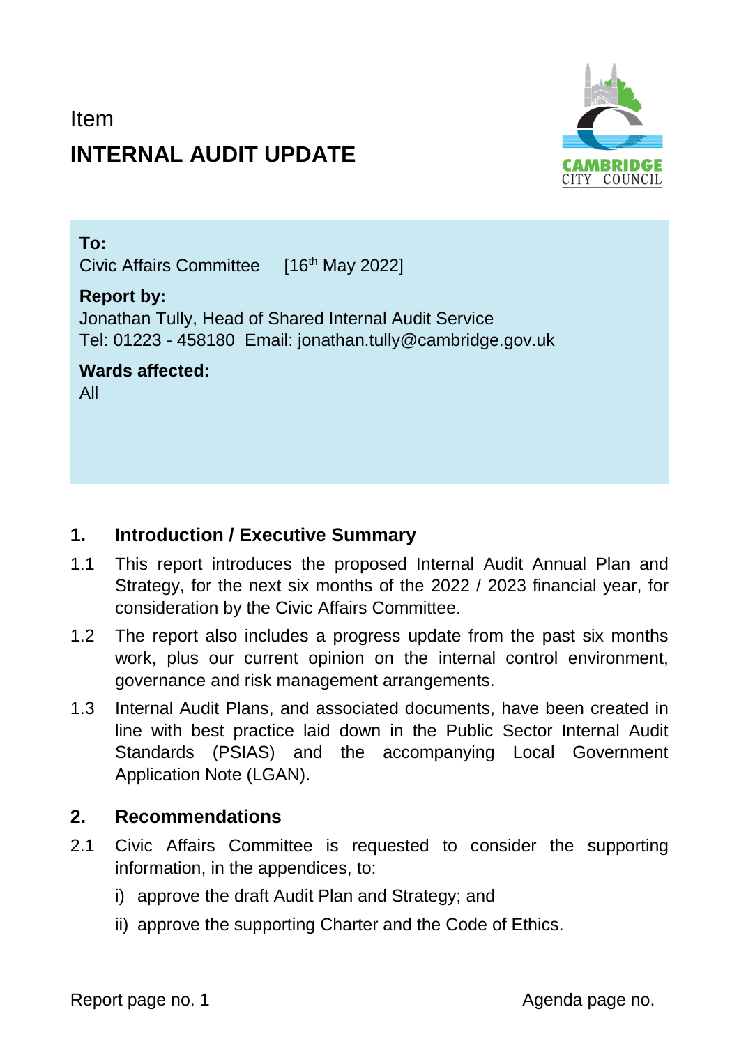Item

# INTERNAL AUDIT UPDATE

**To:**
Civic Affairs Committee [16th May 2022]

**Report by:**
Jonathan Tully, Head of Shared Internal Audit Service
Tel: 01223 - 458180 Email: jonathan.tully@cambridge.gov.uk

**Wards affected:**
All

## 1. Introduction / Executive Summary

1.1 This report introduces the proposed Internal Audit Annual Plan and Strategy, for the next six months of the 2022 / 2023 financial year, for consideration by the Civic Affairs Committee.

1.2 The report also includes a progress update from the past six months work, plus our current opinion on the internal control environment, governance and risk management arrangements.

1.3 Internal Audit Plans, and associated documents, have been created in line with best practice laid down in the Public Sector Internal Audit Standards (PSIAS) and the accompanying Local Government Application Note (LGAN).

## 2. Recommendations

2.1 Civic Affairs Committee is requested to consider the supporting information, in the appendices, to:

i) approve the draft Audit Plan and Strategy; and

ii) approve the supporting Charter and the Code of Ethics.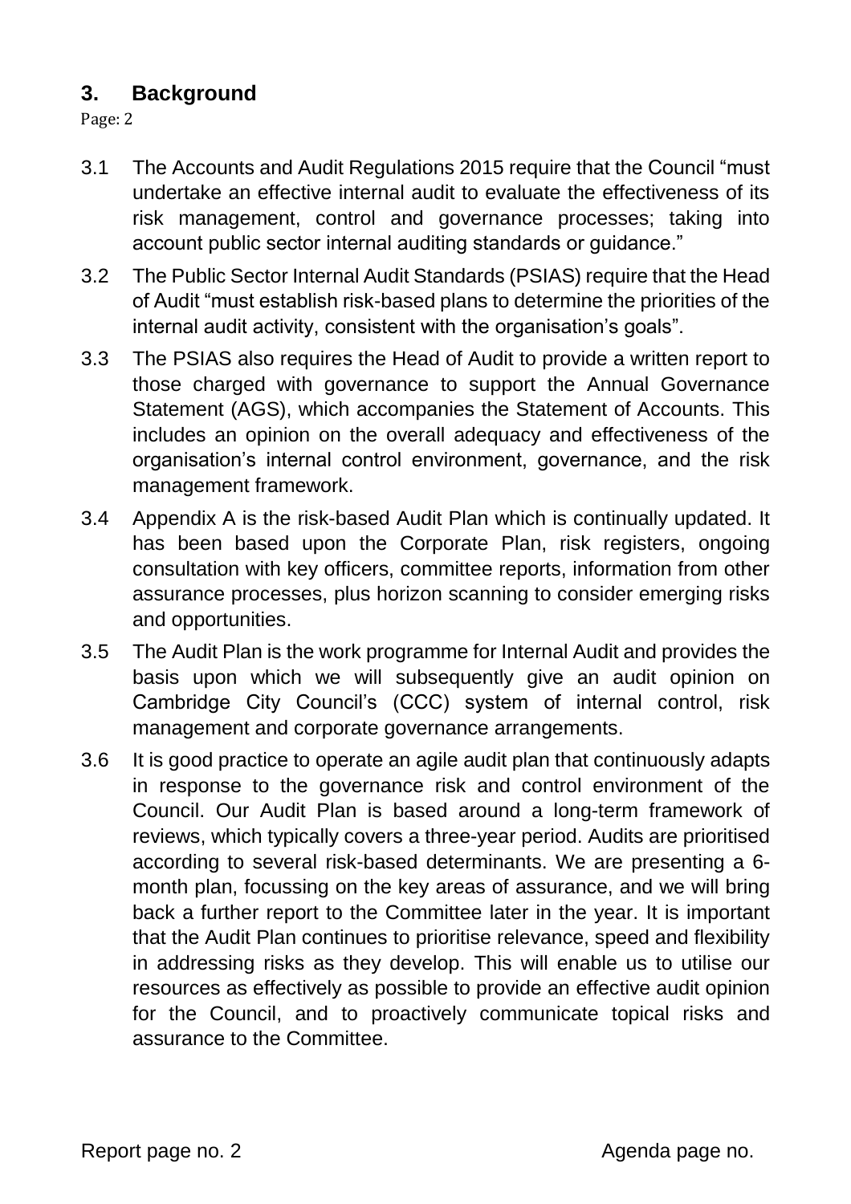## 3. Background

Page: 2

3.1 The Accounts and Audit Regulations 2015 require that the Council "must undertake an effective internal audit to evaluate the effectiveness of its risk management, control and governance processes; taking into account public sector internal auditing standards or guidance."

3.2 The Public Sector Internal Audit Standards (PSIAS) require that the Head of Audit "must establish risk-based plans to determine the priorities of the internal audit activity, consistent with the organisation's goals".

3.3 The PSIAS also requires the Head of Audit to provide a written report to those charged with governance to support the Annual Governance Statement (AGS), which accompanies the Statement of Accounts. This includes an opinion on the overall adequacy and effectiveness of the organisation's internal control environment, governance, and the risk management framework.

3.4 Appendix A is the risk-based Audit Plan which is continually updated. It has been based upon the Corporate Plan, risk registers, ongoing consultation with key officers, committee reports, information from other assurance processes, plus horizon scanning to consider emerging risks and opportunities.

3.5 The Audit Plan is the work programme for Internal Audit and provides the basis upon which we will subsequently give an audit opinion on Cambridge City Council's (CCC) system of internal control, risk management and corporate governance arrangements.

3.6 It is good practice to operate an agile audit plan that continuously adapts in response to the governance risk and control environment of the Council. Our Audit Plan is based around a long-term framework of reviews, which typically covers a three-year period. Audits are prioritised according to several risk-based determinants. We are presenting a 6-month plan, focussing on the key areas of assurance, and we will bring back a further report to the Committee later in the year. It is important that the Audit Plan continues to prioritise relevance, speed and flexibility in addressing risks as they develop. This will enable us to utilise our resources as effectively as possible to provide an effective audit opinion for the Council, and to proactively communicate topical risks and assurance to the Committee.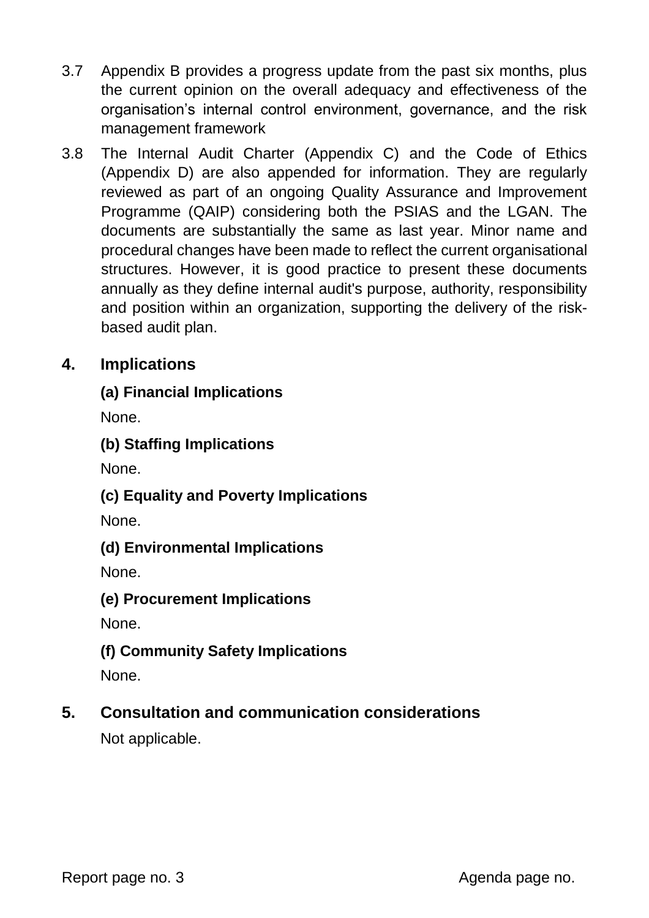3.7 Appendix B provides a progress update from the past six months, plus the current opinion on the overall adequacy and effectiveness of the organisation's internal control environment, governance, and the risk management framework

3.8 The Internal Audit Charter (Appendix C) and the Code of Ethics (Appendix D) are also appended for information. They are regularly reviewed as part of an ongoing Quality Assurance and Improvement Programme (QAIP) considering both the PSIAS and the LGAN. The documents are substantially the same as last year. Minor name and procedural changes have been made to reflect the current organisational structures. However, it is good practice to present these documents annually as they define internal audit's purpose, authority, responsibility and position within an organization, supporting the delivery of the risk-based audit plan.

## 4. Implications

**(a) Financial Implications**

None.

**(b) Staffing Implications**

None.

**(c) Equality and Poverty Implications**

None.

**(d) Environmental Implications**

None.

**(e) Procurement Implications**

None.

**(f) Community Safety Implications**

None.

## 5. Consultation and communication considerations

Not applicable.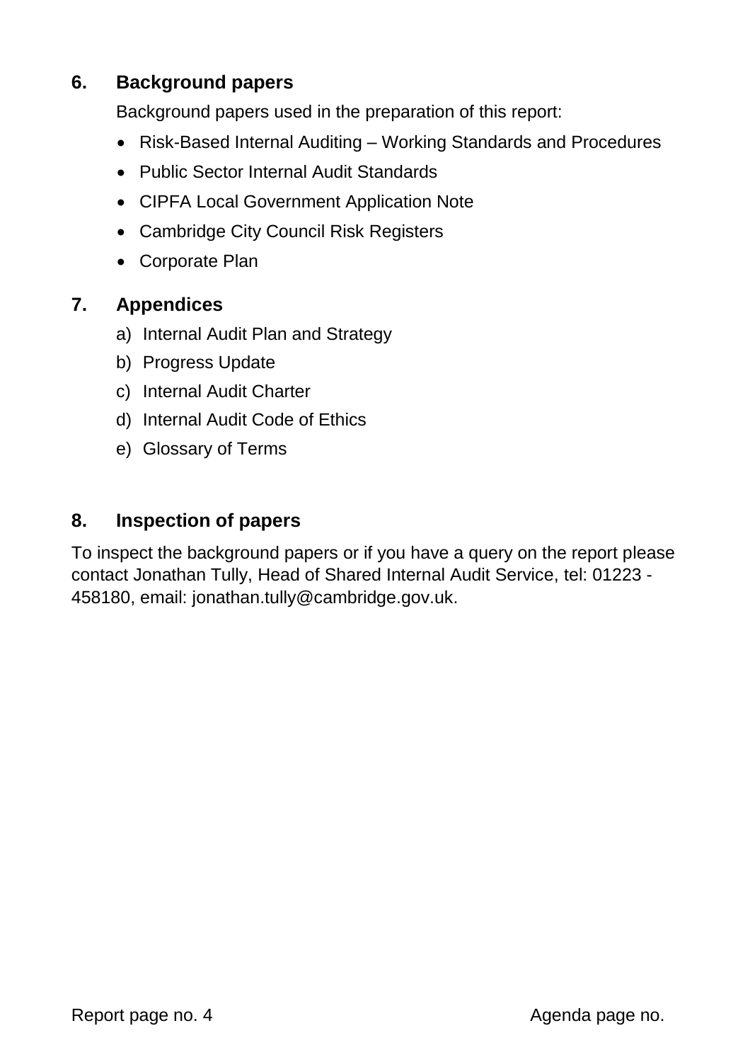## 6. Background papers

Background papers used in the preparation of this report:

- Risk-Based Internal Auditing – Working Standards and Procedures
- Public Sector Internal Audit Standards
- CIPFA Local Government Application Note
- Cambridge City Council Risk Registers
- Corporate Plan

## 7. Appendices

a) Internal Audit Plan and Strategy
b) Progress Update
c) Internal Audit Charter
d) Internal Audit Code of Ethics
e) Glossary of Terms

## 8. Inspection of papers

To inspect the background papers or if you have a query on the report please contact Jonathan Tully, Head of Shared Internal Audit Service, tel: 01223 - 458180, email: jonathan.tully@cambridge.gov.uk.